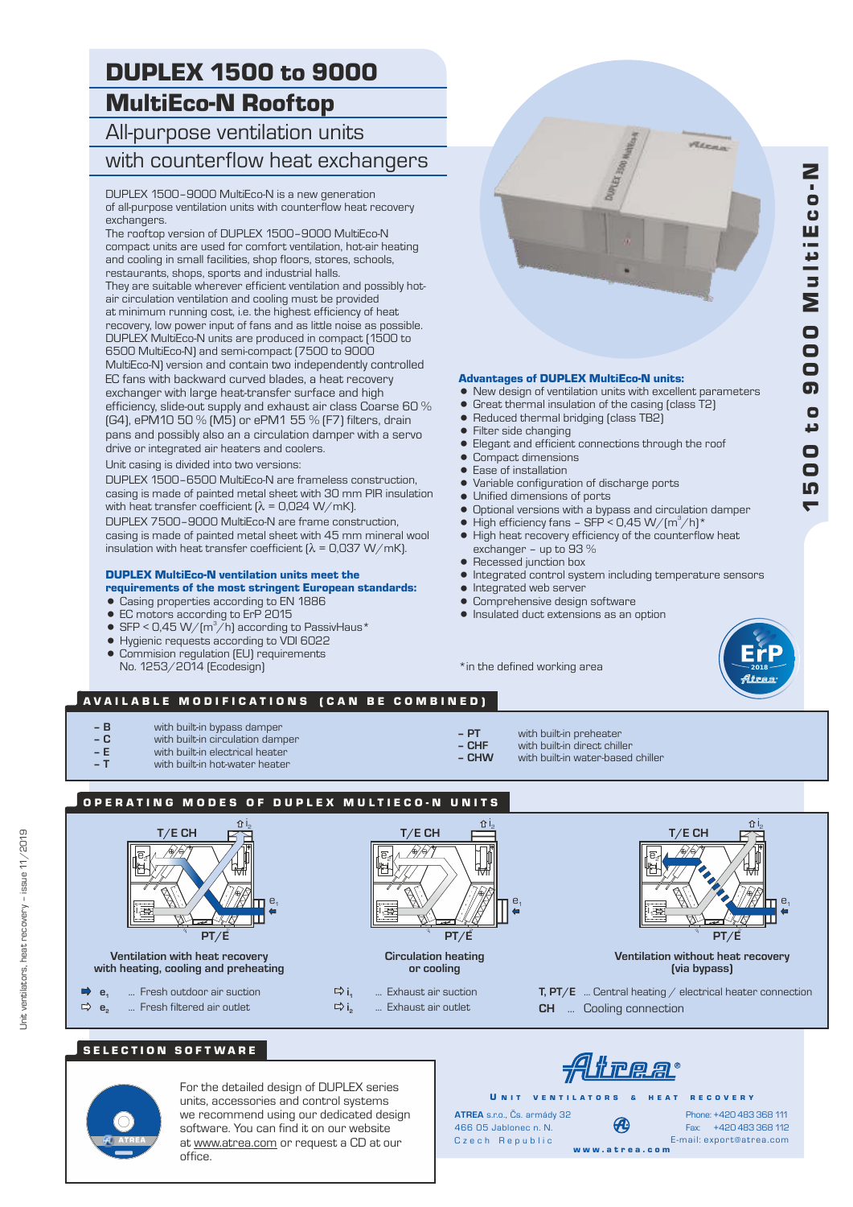# DUPLEX 1500 to 9000 MultiEco-N Rooftop

## All-purpose ventilation units with counterflow heat exchangers

DUPLEX 1500–9000 MultiEco-N is a new generation of all-purpose ventilation units with counterflow heat recovery exchangers.

The rooftop version of DUPLEX 1500–9000 MultiEco-N compact units are used for comfort ventilation, hot-air heating and cooling in small facilities, shop floors, stores, schools, restaurants, shops, sports and industrial halls.

They are suitable wherever efficient ventilation and possibly hot-air circulation ventilation and cooling must be provided at minimum running cost, i.e. the highest efficiency of heat recovery, low power input of fans and as little noise as possible. DUPLEX MultiEco-N units are produced in compact (1500 to 6500 MultiEco-N) and semi-compact (7500 to 9000 MultiEco-N) version and contain two independently controlled EC fans with backward curved blades, a heat recovery exchanger with large heat-transfer surface and high efficiency, slide-out supply and exhaust air class Coarse 60 % (G4), ePM10 50 % (M5) or ePM1 55 % (F7) filters, drain pans and possibly also an a circulation damper with a servo drive or integrated air heaters and coolers.

Unit casing is divided into two versions:

DUPLEX 1500–6500 MultiEco-N are frameless construction, casing is made of painted metal sheet with 30 mm PIR insulation with heat transfer coefficient ($\lambda$ = 0,024 W/mK).

DUPLEX 7500–9000 MultiEco-N are frame construction, casing is made of painted metal sheet with 45 mm mineral wool insulation with heat transfer coefficient ($\lambda$ = 0,037 W/mK).

**DUPLEX MultiEco-N ventilation units meet the requirements of the most stringent European standards:**

- Casing properties according to EN 1886
- EC motors according to ErP 2015
- SFP < 0,45 W/(m$^3$/h) according to PassivHaus*
- Hygienic requests according to VDI 6022
- Commision regulation (EU) requirements No. 1253/2014 (Ecodesign)

**Advantages of DUPLEX MultiEco-N units:**

- New design of ventilation units with excellent parameters
- Great thermal insulation of the casing (class T2)
- Reduced thermal bridging (class TB2)
- Filter side changing
- Elegant and efficient connections through the roof
- Compact dimensions
- Ease of installation
- Variable configuration of discharge ports
- Unified dimensions of ports
- Optional versions with a bypass and circulation damper
- High efficiency fans – SFP < 0,45 W/(m$^3$/h)*
- High heat recovery efficiency of the counterflow heat exchanger – up to 93 %
- Recessed junction box
- Integrated control system including temperature sensors
- Integrated web server
- Comprehensive design software
- Insulated duct extensions as an option

*in the defined working area

## AVAILABLE MODIFICATIONS (CAN BE COMBINED)

- **– B** with built-in bypass damper
- **– C** with built-in circulation damper
- **– E** with built-in electrical heater
- **– T** with built-in hot-water heater
- **– PT** with built-in preheater
- **– CHF** with built-in direct chiller
- **– CHW** with built-in water-based chiller

## OPERATING MODES OF DUPLEX MULTIECO-N UNITS

Ventilation with heat recovery with heating, cooling and preheating

Circulation heating or cooling

Ventilation without heat recovery (via bypass)

- $e_1$ ... Fresh outdoor air suction
- $e_2$ ... Fresh filtered air outlet
- $i_1$ ... Exhaust air suction
- $i_2$ ... Exhaust air outlet
- **T, PT/E** ... Central heating / electrical heater connection
- **CH** ... Cooling connection

## SELECTION SOFTWARE

For the detailed design of DUPLEX series units, accessories and control systems we recommend using our dedicated design software. You can find it on our website at www.atrea.com or request a CD at our office.

Atrea®

UNIT VENTILATORS & HEAT RECOVERY

ATREA s.r.o., Čs. armády 32
466 05 Jablonec n. N.
Czech Republic

Phone: +420 483 368 111
Fax: +420 483 368 112
E-mail: export@atrea.com

www.atrea.com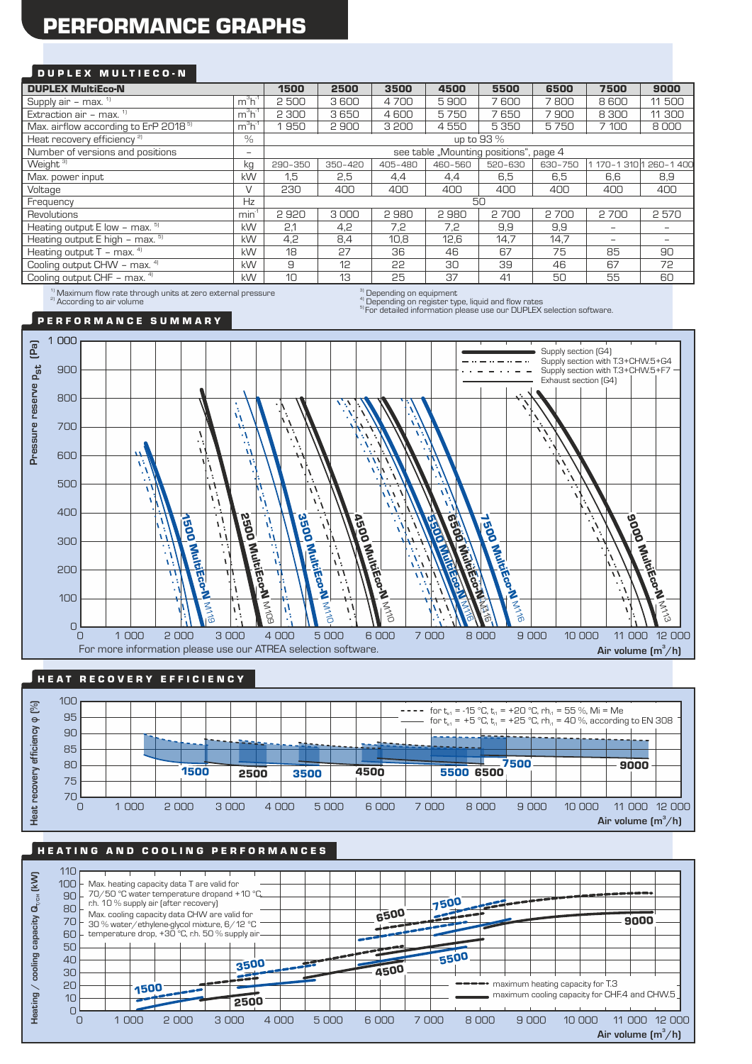# PERFORMANCE GRAPHS

## DUPLEX MULTIECO-N

| DUPLEX MultiEco-N | | 1500 | 2500 | 3500 | 4500 | 5500 | 6500 | 7500 | 9000 |
|---|---|---|---|---|---|---|---|---|---|
| Supply air – max. [1] | $m^3h^{-1}$ | 2 500 | 3 600 | 4 700 | 5 900 | 7 600 | 7 800 | 8 600 | 11 500 |
| Extraction air – max. [1] | $m^3h^{-1}$ | 2 300 | 3 650 | 4 600 | 5 750 | 7 650 | 7 900 | 8 300 | 11 300 |
| Max. airflow according to ErP 2018 [5] | $m^3h^{-1}$ | 1 950 | 2 900 | 3 200 | 4 550 | 5 350 | 5 750 | 7 100 | 8 000 |
| Heat recovery efficiency [2] | % | up to 93 % | | | | | | | |
| Number of versions and positions | – | see table „Mounting positions", page 4 | | | | | | | |
| Weight [3] | kg | 290–350 | 350–420 | 405–480 | 460–560 | 520–630 | 630–750 | 1 170–1 310 | 1 260–1 400 |
| Max. power input | kW | 1,5 | 2,5 | 4,4 | 4,4 | 6,5 | 6,5 | 6,6 | 8,9 |
| Voltage | V | 230 | 400 | 400 | 400 | 400 | 400 | 400 | 400 |
| Frequency | Hz | 50 | | | | | | | |
| Revolutions | $min^{-1}$ | 2 920 | 3 000 | 2 980 | 2 980 | 2 700 | 2 700 | 2 700 | 2 570 |
| Heating output E low – max. [5] | kW | 2,1 | 4,2 | 7,2 | 7,2 | 9,9 | 9,9 | – | – |
| Heating output E high – max. [5] | kW | 4,2 | 8,4 | 10,8 | 12,6 | 14,7 | 14,7 | – | – |
| Heating output T – max. [4] | kW | 18 | 27 | 36 | 46 | 67 | 75 | 85 | 90 |
| Cooling output CHW – max. [4] | kW | 9 | 12 | 22 | 30 | 39 | 46 | 67 | 72 |
| Cooling output CHF – max. [4] | kW | 10 | 13 | 25 | 37 | 41 | 50 | 55 | 60 |

[1] Maximum flow rate through units at zero external pressure
[2] According to air volume
[3] Depending on equipment
[4] Depending on register type, liquid and flow rates
[5] For detailed information please use our DUPLEX selection software.

## PERFORMANCE SUMMARY

Legend: Supply section (G4); Supply section with T.3+CHW.5+G4; Supply section with T.3+CHW.5+F7; Exhaust section (G4)

Curves: 1500 MultiEco-N M119; 2500 MultiEco-N M109; 3500 MultiEco-N M110; 4500 MultiEco-N M110; 5500 MultiEco-N M116; 6500 MultiEco-N M116; 7500 MultiEco-N M116; 9000 MultiEco-N M113

Y axis: Pressure reserve $p_{st}$ (Pa), 0 – 1 000; X axis: Air volume (m³/h), 0 – 12 000

For more information please use our ATREA selection software.

## HEAT RECOVERY EFFICIENCY

Legend: - - - - for $t_{e1}$ = -15 °C, $t_{i1}$ = +20 °C, $rh_{i1}$ = 55 %, Mi = Me; —— for $t_{e1}$ = +5 °C, $t_{i1}$ = +25 °C, $rh_{i1}$ = 40 %, according to EN 308

Curves: 1500, 2500, 3500, 4500, 5500, 6500, 7500, 9000

Y axis: Heat recovery efficiency φ (%), 70 – 100; X axis: Air volume (m³/h), 0 – 12 000

## HEATING AND COOLING PERFORMANCES

Max. heating capacity data T are valid for 70/50 °C water temperature dropand +10 °C, rh. 10 % supply air (after recovery).

Max. cooling capacity data CHW are valid for 30 % water/ethylene-glycol mixture, 6/12 °C temperature drop, +30 °C, rh. 50 % supply air.

Legend: - - - maximum heating capacity for T.3; —— maximum cooling capacity for CHF.4 and CHW.5

Curves: 1500, 2500, 3500, 4500, 5500, 6500, 7500, 9000

Y axis: Heating / cooling capacity $Q_{T/CH}$ (kW), 0 – 110; X axis: Air volume (m³/h), 0 – 12 000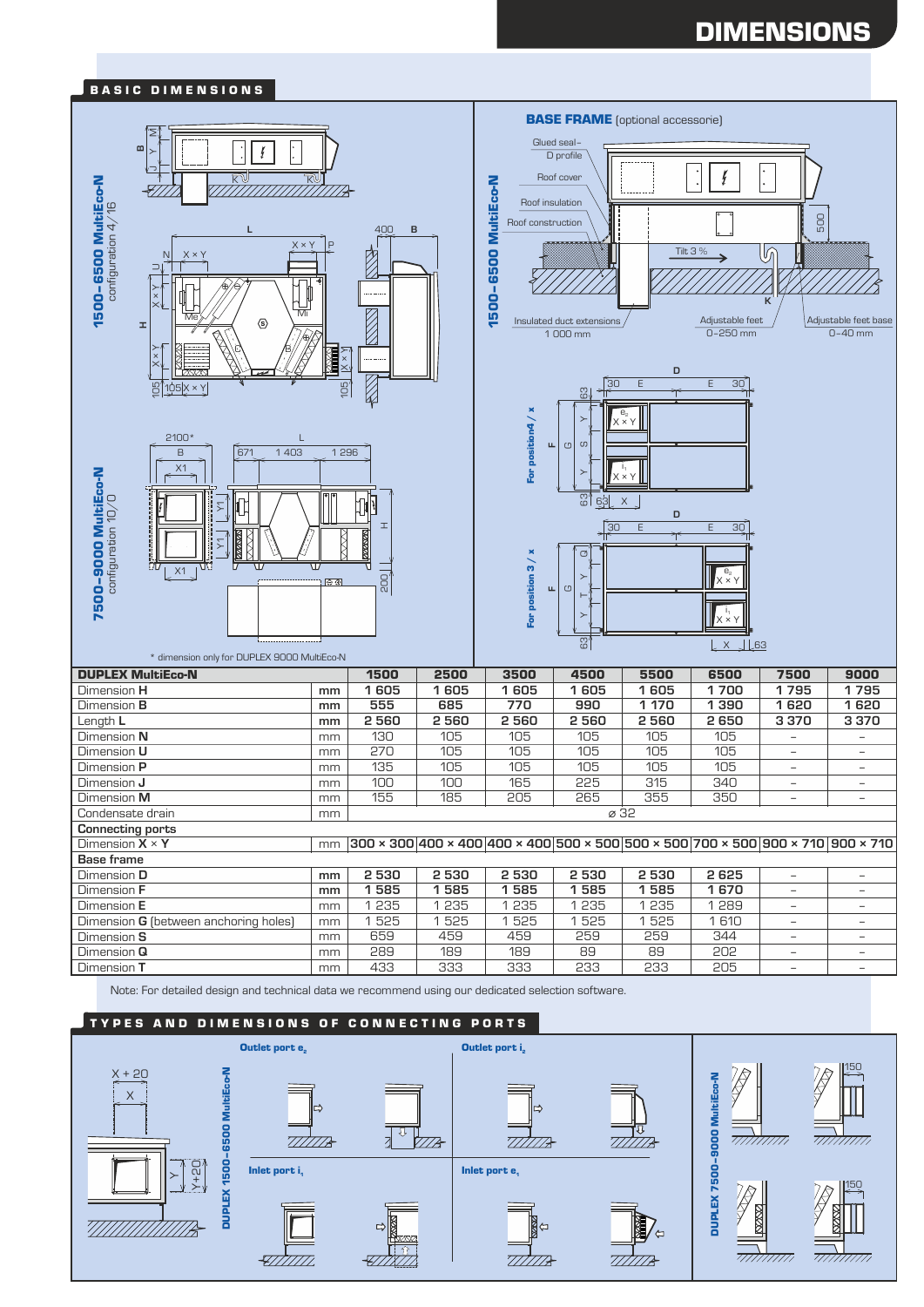# DIMENSIONS

## BASIC DIMENSIONS

**1500–6500 MultiEco-N** configuration 4/16

**7500–9000 MultiEco-N** configuration 10/0

\* dimension only for DUPLEX 9000 MultiEco-N

### BASE FRAME (optional accessorie)

**1500–6500 MultiEco-N**

Glued seal – D profile, Roof cover, Roof insulation, Roof construction, Tilt 3 %, Insulated duct extensions 1 000 mm, Adjustable feet 0–250 mm, Adjustable feet base 0–40 mm

For position 4 / x

For position 3 / x

| DUPLEX MultiEco-N | | 1500 | 2500 | 3500 | 4500 | 5500 | 6500 | 7500 | 9000 |
|---|---|---|---|---|---|---|---|---|---|
| Dimension **H** | **mm** | **1 605** | **1 605** | **1 605** | **1 605** | **1 605** | **1 700** | **1 795** | **1 795** |
| Dimension **B** | **mm** | **555** | **685** | **770** | **990** | **1 170** | **1 390** | **1 620** | **1 620** |
| Length **L** | **mm** | **2 560** | **2 560** | **2 560** | **2 560** | **2 560** | **2 650** | **3 370** | **3 370** |
| Dimension **N** | mm | 130 | 105 | 105 | 105 | 105 | 105 | – | – |
| Dimension **U** | mm | 270 | 105 | 105 | 105 | 105 | 105 | – | – |
| Dimension **P** | mm | 135 | 105 | 105 | 105 | 105 | 105 | – | – |
| Dimension **J** | mm | 100 | 100 | 165 | 225 | 315 | 340 | – | – |
| Dimension **M** | mm | 155 | 185 | 205 | 265 | 355 | 350 | – | – |
| Condensate drain | mm | ⌀ 32 | | | | | | | |
| **Connecting ports** | | | | | | | | | |
| Dimension **X** × **Y** | mm | 300 × 300 | 400 × 400 | 400 × 400 | 500 × 500 | 500 × 500 | 700 × 500 | 900 × 710 | 900 × 710 |
| **Base frame** | | | | | | | | | |
| Dimension **D** | **mm** | **2 530** | **2 530** | **2 530** | **2 530** | **2 530** | **2 625** | – | – |
| Dimension **F** | **mm** | **1 585** | **1 585** | **1 585** | **1 585** | **1 585** | **1 670** | – | – |
| Dimension **E** | mm | 1 235 | 1 235 | 1 235 | 1 235 | 1 235 | 1 289 | – | – |
| Dimension **G** (between anchoring holes) | mm | 1 525 | 1 525 | 1 525 | 1 525 | 1 525 | 1 610 | – | – |
| Dimension **S** | mm | 659 | 459 | 459 | 259 | 259 | 344 | – | – |
| Dimension **Q** | mm | 289 | 189 | 189 | 89 | 89 | 202 | – | – |
| Dimension **T** | mm | 433 | 333 | 333 | 233 | 233 | 205 | – | – |

Note: For detailed design and technical data we recommend using our dedicated selection software.

## TYPES AND DIMENSIONS OF CONNECTING PORTS

**DUPLEX 1500–6500 MultiEco-N**

**Outlet port $e_2$**

**Outlet port $i_2$**

**Inlet port $i_1$**

**Inlet port $e_1$**

**DUPLEX 7500–9000 MultiEco-N**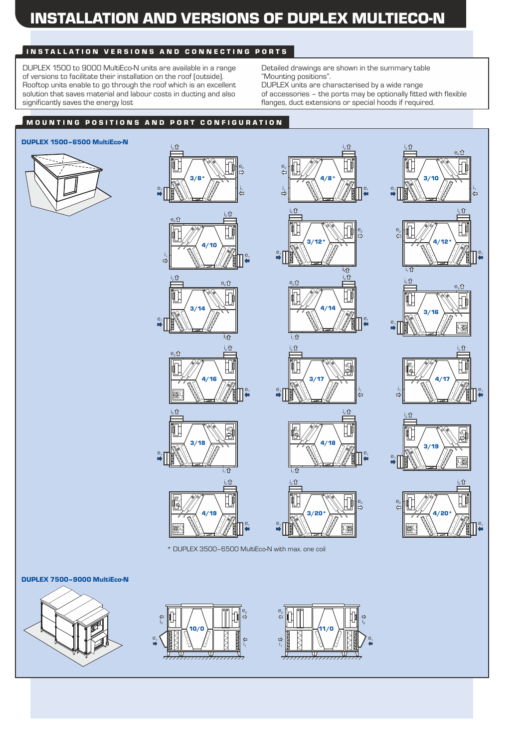# INSTALLATION AND VERSIONS OF DUPLEX MULTIECO-N

## INSTALLATION VERSIONS AND CONNECTING PORTS

DUPLEX 1500 to 9000 MultiEco-N units are available in a range of versions to facilitate their installation on the roof (outside). Rooftop units enable to go through the roof which is an excellent solution that saves material and labour costs in ducting and also significantly saves the energy lost

Detailed drawings are shown in the summary table "Mounting positions".
DUPLEX units are characterised by a wide range of accessories – the ports may be optionally fitted with flexible flanges, duct extensions or special hoods if required.

## MOUNTING POSITIONS AND PORT CONFIGURATION

**DUPLEX 1500–6500 MultiEco-N**

3/8*, 4/8*, 3/10, 4/10, 3/12*, 4/12*, 3/14, 4/14, 3/16, 4/16, 3/17, 4/17, 3/18, 4/18, 3/19, 4/19, 3/20*, 4/20*

* DUPLEX 3500–6500 MultiEco-N with max. one coil

**DUPLEX 7500–9000 MultiEco-N**

10/0, 11/0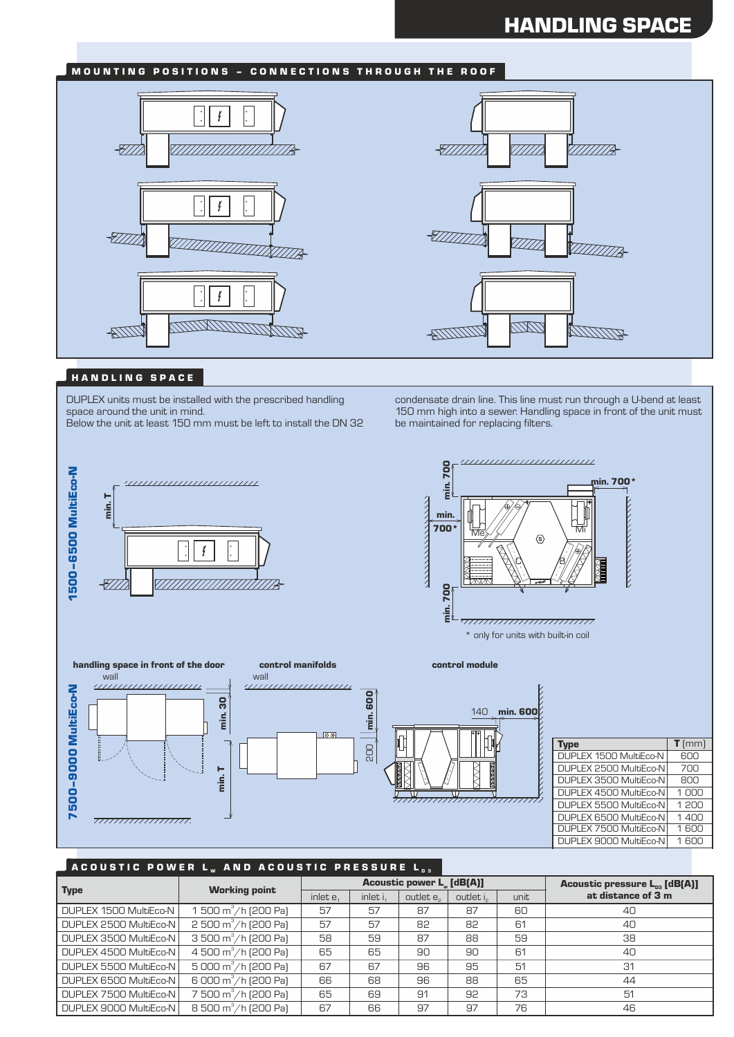# HANDLING SPACE

## MOUNTING POSITIONS – CONNECTIONS THROUGH THE ROOF

## HANDLING SPACE

DUPLEX units must be installed with the prescribed handling space around the unit in mind.
Below the unit at least 150 mm must be left to install the DN 32 condensate drain line. This line must run through a U-bend at least 150 mm high into a sewer. Handling space in front of the unit must be maintained for replacing filters.

**1500–6500 MultiEco-N**

min. T

min. 700

min. 700*

min. 700*

min. 700

\* only for units with built-in coil

**7500–9000 MultiEco-N**

**handling space in front of the door** — wall — min. 30 — min. T

**control manifolds** — wall — min. 600 — 200

**control module** — 140 — min. 600

| Type | T (mm) |
|---|---|
| DUPLEX 1500 MultiEco-N | 600 |
| DUPLEX 2500 MultiEco-N | 700 |
| DUPLEX 3500 MultiEco-N | 800 |
| DUPLEX 4500 MultiEco-N | 1 000 |
| DUPLEX 5500 MultiEco-N | 1 200 |
| DUPLEX 6500 MultiEco-N | 1 400 |
| DUPLEX 7500 MultiEco-N | 1 600 |
| DUPLEX 9000 MultiEco-N | 1 600 |

## ACOUSTIC POWER $L_W$ AND ACOUSTIC PRESSURE $L_{p3}$

| Type | Working point | Acoustic power $L_w$ [dB(A)] | | | | | Acoustic pressure $L_{p3}$ [dB(A)] at distance of 3 m |
|---|---|---|---|---|---|---|---|
| | | inlet $e_1$ | inlet $i_1$ | outlet $e_2$ | outlet $i_2$ | unit | |
| DUPLEX 1500 MultiEco-N | 1 500 m³/h (200 Pa) | 57 | 57 | 87 | 87 | 60 | 40 |
| DUPLEX 2500 MultiEco-N | 2 500 m³/h (200 Pa) | 57 | 57 | 82 | 82 | 61 | 40 |
| DUPLEX 3500 MultiEco-N | 3 500 m³/h (200 Pa) | 58 | 59 | 87 | 88 | 59 | 38 |
| DUPLEX 4500 MultiEco-N | 4 500 m³/h (200 Pa) | 65 | 65 | 90 | 90 | 61 | 40 |
| DUPLEX 5500 MultiEco-N | 5 000 m³/h (200 Pa) | 67 | 67 | 96 | 95 | 51 | 31 |
| DUPLEX 6500 MultiEco-N | 6 000 m³/h (200 Pa) | 66 | 68 | 96 | 88 | 65 | 44 |
| DUPLEX 7500 MultiEco-N | 7 500 m³/h (200 Pa) | 65 | 69 | 91 | 92 | 73 | 51 |
| DUPLEX 9000 MultiEco-N | 8 500 m³/h (200 Pa) | 67 | 66 | 97 | 97 | 76 | 46 |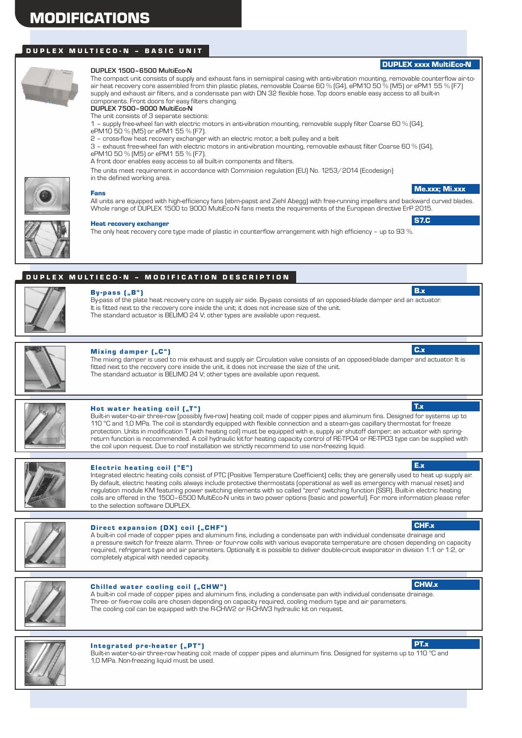# MODIFICATIONS

## DUPLEX MULTIECO-N – BASIC UNIT

**DUPLEX xxxx MultiEco-N**

**DUPLEX 1500–6500 MultiEco-N**

The compact unit consists of supply and exhaust fans in semispiral casing with anti-vibration mounting, removable counterflow air-to-air heat recovery core assembled from thin plastic plates, removable Coarse 60 % (G4), ePM10 50 % (M5) or ePM1 55 % (F7) supply and exhaust air filters, and a condensate pan with DN 32 flexible hose. Top doors enable easy access to all built-in components. Front doors for easy filters changing.

**DUPLEX 7500–9000 MultiEco-N**

The unit consists of 3 separate sections:

1 – supply free-wheel fan with electric motors in anti-vibration mounting, removable supply filter Coarse 60 % (G4), ePM10 50 % (M5) or ePM1 55 % (F7).

2 – cross-flow heat recovery exchanger with an electric motor, a belt pulley and a belt

3 – exhaust free-wheel fan with electric motors in anti-vibration mounting, removable exhaust filter Coarse 60 % (G4), ePM10 50 % (M5) or ePM1 55 % (F7).

A front door enables easy access to all built-in components and filters.

The units meet requirement in accordance with Commision regulation (EU) No. 1253/2014 (Ecodesign) in the defined working area.

### Fans

**Me.xxx; Mi.xxx**

All units are equipped with high-efficiency fans (ebm-papst and Ziehl Abegg) with free-running impellers and backward curved blades. Whole range of DUPLEX 1500 to 9000 MultiEco-N fans meets the requirements of the European directive ErP 2015.

### Heat recovery exchanger

**S7.C**

The only heat recovery core type made of plastic in counterflow arrangement with high efficiency – up to 93 %.

## DUPLEX MULTIECO-N – MODIFICATION DESCRIPTION

### By-pass („B")

**B.x**

By-pass of the plate heat recovery core on supply air side. By-pass consists of an opposed-blade damper and an actuator. It is fitted next to the recovery core inside the unit; it does not increase size of the unit.

The standard actuator is BELIMO 24 V; other types are available upon request.

### Mixing damper („C")

**C.x**

The mixing damper is used to mix exhaust and supply air. Circulation valve consists of an opposed-blade damper and actuator. It is fitted next to the recovery core inside the unit, it does not increase the size of the unit.

The standard actuator is BELIMO 24 V; other types are available upon request.

### Hot water heating coil („T")

**T.x**

Built-in water-to-air three-row (possibly five-row) heating coil; made of copper pipes and aluminum fins. Designed for systems up to 110 °C and 1,0 MPa. The coil is standardly equipped with flexible connection and a steam-gas capillary thermostat for freeze protection. Units in modification T (with heating coil) must be equipped with e, supply air shutoff damper; an actuator with spring-return function is reccommended. A coil hydraulic kit for heating capacity control of RE-TPO4 or RE-TPO3 type can be supplied with the coil upon request. Due to roof installation we strictly recommend to use non-freezing liquid.

### Electric heating coil ("E")

**E.x**

Integrated electric heating coils consist of PTC (Positive Temperature Coefficient) cells; they are generally used to heat up supply air. By default, electric heating coils always include protective thermostats (operational as well as emergency with manual reset) and regulation module KM featuring power switching elements with so called "zero" switching function (SSR). Built-in electric heating coils are offered in the 1500–6500 MultiEco-N units in two power options (basic and powerful). For more information please refer to the selection software DUPLEX.

### Direct expansion (DX) coil („CHF")

**CHF.x**

A built-in coil made of copper pipes and aluminum fins, including a condensate pan with individual condensate drainage and a pressure switch for freeze alarm. Three- or four-row coils with various evaporate temperature are chosen depending on capacity required, refrigerant type and air parameters. Optionally it is possible to deliver double-circuit evaporator in division 1:1 or 1:2, or completely atypical with needed capacity.

### Chilled water cooling coil („CHW")

**CHW.x**

A built-in coil made of copper pipes and aluminum fins, including a condensate pan with individual condensate drainage. Three- or five-row coils are chosen depending on capacity required, cooling medium type and air parameters. The cooling coil can be equipped with the R-CHW2 or R-CHW3 hydraulic kit on request.

### Integrated pre-heater („PT")

**PT.x**

Built-in water-to-air three-row heating coil; made of copper pipes and aluminum fins. Designed for systems up to 110 °C and 1,0 MPa. Non-freezing liquid must be used.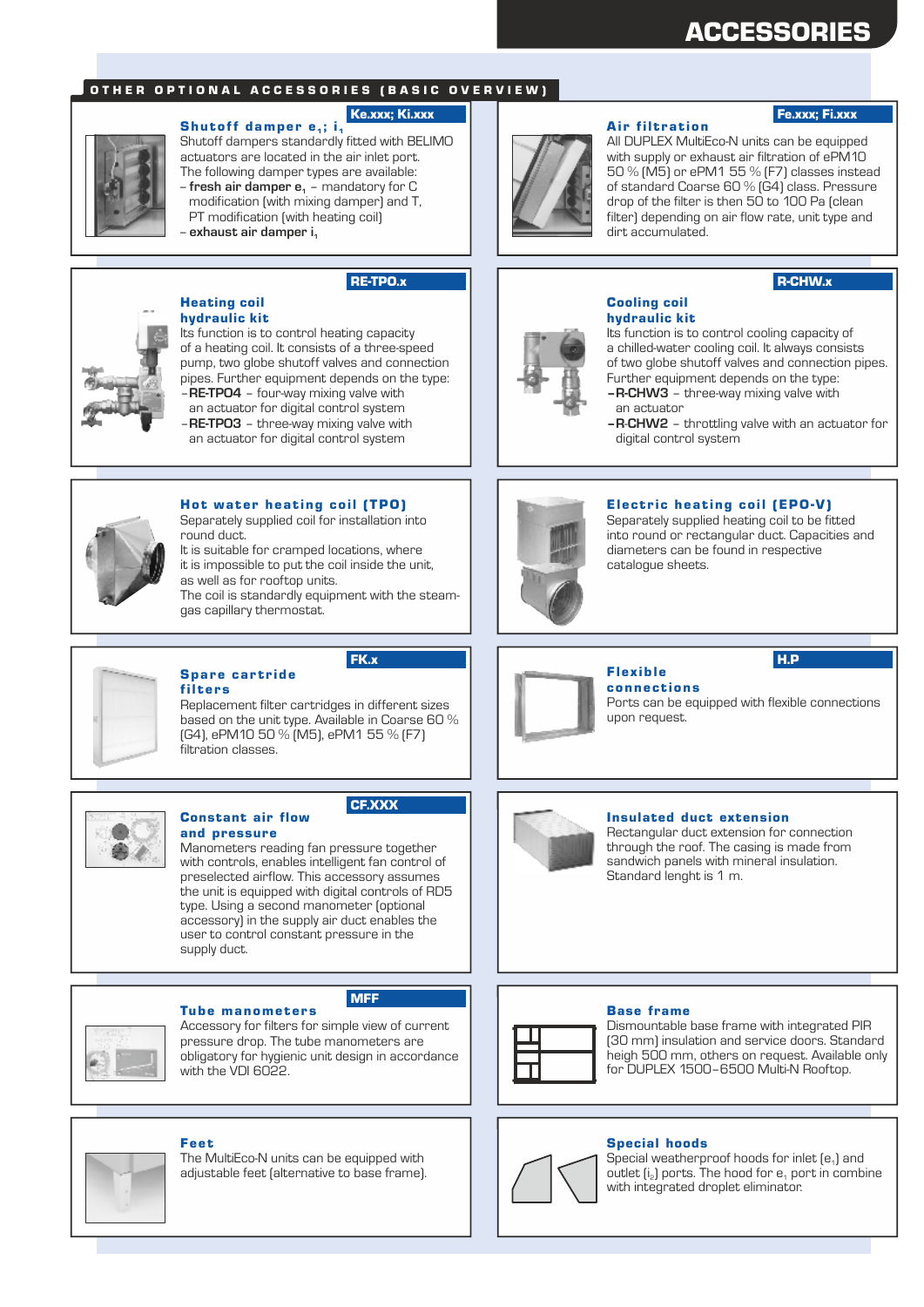# ACCESSORIES

## OTHER OPTIONAL ACCESSORIES (BASIC OVERVIEW)

### Shutoff damper $e_1$; $i_1$

**Ke.xxx; Ki.xxx**

Shutoff dampers standardly fitted with BELIMO actuators are located in the air inlet port. The following damper types are available:

- **fresh air damper $e_1$** – mandatory for C modification (with mixing damper) and T, PT modification (with heating coil)
- **exhaust air damper $i_1$**

### Air filtration

**Fe.xxx; Fi.xxx**

All DUPLEX MultiEco-N units can be equipped with supply or exhaust air filtration of ePM10 50 % (M5) or ePM1 55 % (F7) classes instead of standard Coarse 60 % (G4) class. Pressure drop of the filter is then 50 to 100 Pa (clean filter) depending on air flow rate, unit type and dirt accumulated.

### Heating coil hydraulic kit

**RE-TPO.x**

Its function is to control heating capacity of a heating coil. It consists of a three-speed pump, two globe shutoff valves and connection pipes. Further equipment depends on the type:

- **RE-TPO4** – four-way mixing valve with an actuator for digital control system
- **RE-TPO3** – three-way mixing valve with an actuator for digital control system

### Cooling coil hydraulic kit

**R-CHW.x**

Its function is to control cooling capacity of a chilled-water cooling coil. It always consists of two globe shutoff valves and connection pipes. Further equipment depends on the type:

- **R-CHW3** – three-way mixing valve with an actuator
- **R-CHW2** – throttling valve with an actuator for digital control system

### Hot water heating coil (TPO)

Separately supplied coil for installation into round duct.
It is suitable for cramped locations, where it is impossible to put the coil inside the unit, as well as for rooftop units.
The coil is standardly equipment with the steam-gas capillary thermostat.

### Electric heating coil (EPO-V)

Separately supplied heating coil to be fitted into round or rectangular duct. Capacities and diameters can be found in respective catalogue sheets.

### Spare cartridge filters

**FK.x**

Replacement filter cartridges in different sizes based on the unit type. Available in Coarse 60 % (G4), ePM10 50 % (M5), ePM1 55 % (F7) filtration classes.

### Flexible connections

**H.P**

Ports can be equipped with flexible connections upon request.

### Constant air flow and pressure

**CF.XXX**

Manometers reading fan pressure together with controls, enables intelligent fan control of preselected airflow. This accessory assumes the unit is equipped with digital controls of RD5 type. Using a second manometer (optional accessory) in the supply air duct enables the user to control constant pressure in the supply duct.

### Insulated duct extension

Rectangular duct extension for connection through the roof. The casing is made from sandwich panels with mineral insulation. Standard lenght is 1 m.

### Tube manometers

**MFF**

Accessory for filters for simple view of current pressure drop. The tube manometers are obligatory for hygienic unit design in accordance with the VDI 6022.

### Base frame

Dismountable base frame with integrated PIR (30 mm) insulation and service doors. Standard heigh 500 mm, others on request. Available only for DUPLEX 1500–6500 Multi-N Rooftop.

### Feet

The MultiEco-N units can be equipped with adjustable feet (alternative to base frame).

### Special hoods

Special weatherproof hoods for inlet ($e_1$) and outlet ($i_2$) ports. The hood for $e_1$ port in combine with integrated droplet eliminator.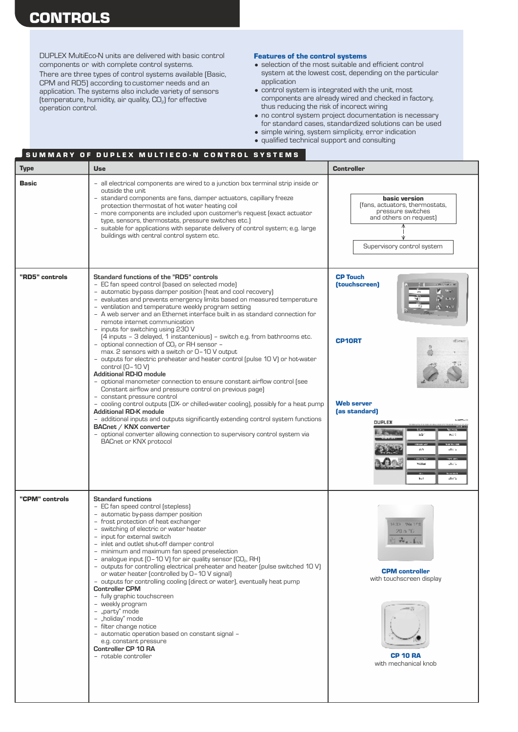# CONTROLS

DUPLEX MultiEco-N units are delivered with basic control components or with complete control systems.
There are three types of control systems available (Basic, CPM and RD5) according to customer needs and an application. The systems also include variety of sensors (temperature, humidity, air quality, $CO_2$) for effective operation control.

**Features of the control systems**

- selection of the most suitable and efficient control system at the lowest cost, depending on the particular application
- control system is integrated with the unit, most components are already wired and checked in factory, thus reducing the risk of incorect wiring
- no control system project documentation is necessary for standard cases, standardized solutions can be used
- simple wiring, system simplicity, error indication
- qualified technical support and consulting

## SUMMARY OF DUPLEX MULTIECO-N CONTROL SYSTEMS

| Type | Use | Controller |
| --- | --- | --- |
| **Basic** | – all electrical components are wired to a junction box terminal strip inside or outside the unit<br>– standard components are fans, damper actuators, capillary freeze protection thermostat of hot water heating coil<br>– more components are included upon customer's request (exact actuator type, sensors, thermostats, pressure switches etc.)<br>– suitable for applications with separate delivery of control system; e.g. large buildings with central control system etc. | **basic version** (fans, actuators, thermostats, pressure switches and others on request) ↕ Supervisory control system |
| **"RD5" controls** | **Standard functions of the "RD5" controls**<br>– EC fan speed control (based on selected mode)<br>– automatic by-pass damper position (heat and cool recovery)<br>– evaluates and prevents emergency limits based on measured temperature<br>– ventilation and temperature weekly program setting<br>– A web server and an Ethernet interface built in as standard connection for remote internet communication<br>– inputs for switching using 230 V (4 inputs – 3 delayed, 1 instantienous) – switch e.g. from bathrooms etc.<br>– optional connection of $CO_2$ or RH sensor – max. 2 sensors with a switch or 0–10 V output<br>– outputs for electric preheater and heater control (pulse 10 V) or hot-water control (0–10 V)<br>**Additional RD-IO module**<br>– optional manometer connection to ensure constant airflow control (see Constant airflow and pressure control on previous page)<br>– constant pressure control<br>– cooling control outputs (DX- or chilled-water cooling), possibly for a heat pump<br>**Additional RD-K module**<br>– additional inputs and outputs significantly extending control system functions<br>**BACnet / KNX converter**<br>– optional converter allowing connection to supervisory control system via BACnet or KNX protocol | **CP Touch (touchscreen)**<br>**CP10RT**<br>**Web server (as standard)** |
| **"CPM" controls** | **Standard functions**<br>– EC fan speed control (stepless)<br>– automatic by-pass damper position<br>– frost protection of heat exchanger<br>– switching of electric or water heater<br>– input for external switch<br>– inlet and outlet shut-off damper control<br>– minimum and maximum fan speed preselection<br>– analogue input (0–10 V) for air quality sensor ($CO_2$, RH)<br>– outputs for controlling electrical preheater and heater (pulse switched 10 V) or water heater (controlled by 0–10 V signal)<br>– outputs for controlling cooling (direct or water), eventually heat pump<br>**Controller CPM**<br>– fully graphic touchscreen<br>– weekly program<br>– „party" mode<br>– „holiday" mode<br>– filter change notice<br>– automatic operation based on constant signal – e.g. constant pressure<br>**Controller CP 10 RA**<br>– rotable controller | **CPM controller** with touchscreen display<br>**CP 10 RA** with mechanical knob |